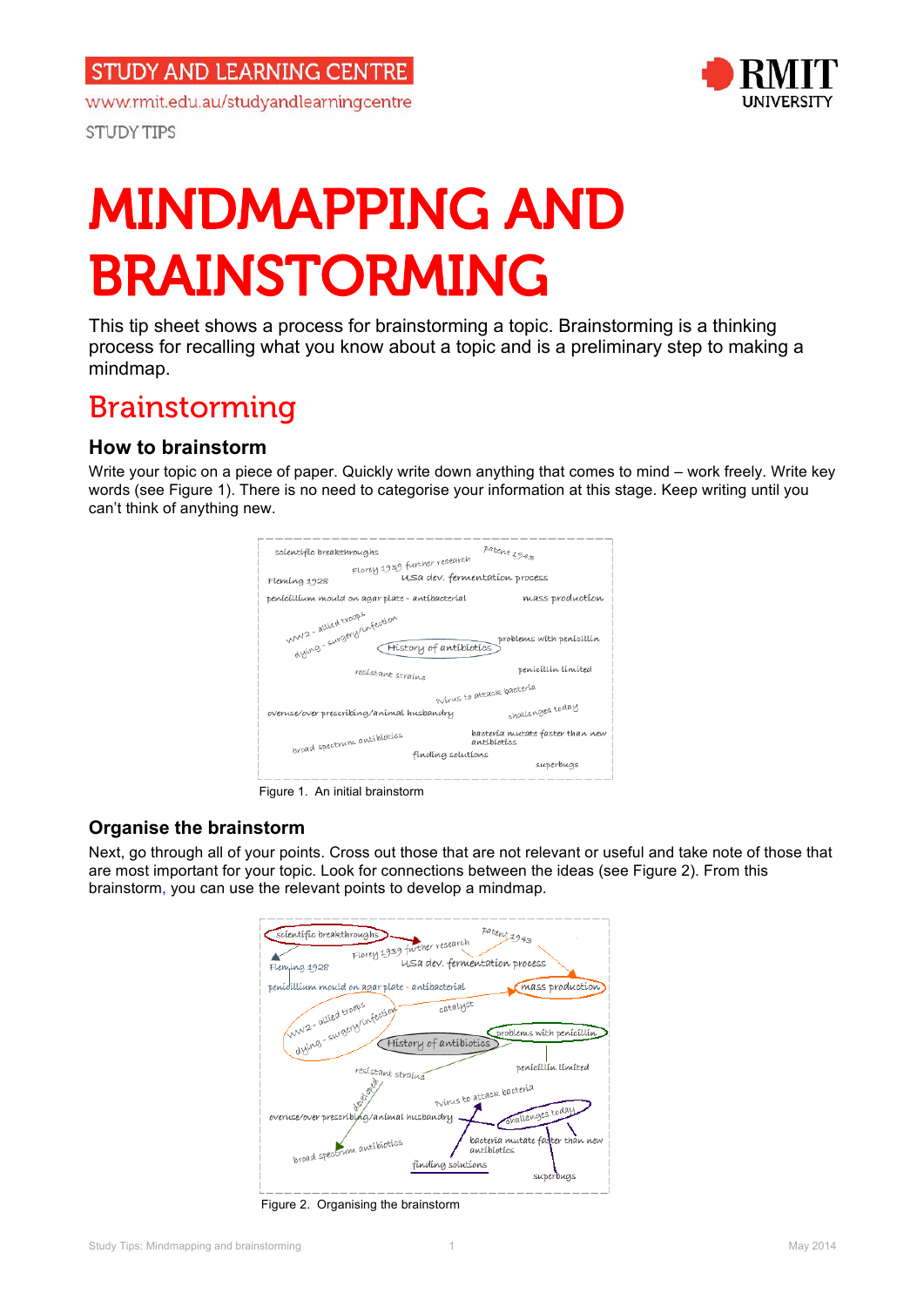STUDY AND LEARNING CENTRE

www.rmit.edu.au/studyandlearningcentre

STUDY TIPS

# MINDMAPPING AND BRAINSTORMING

This tip sheet shows a process for brainstorming a topic. Brainstorming is a thinking process for recalling what you know about a topic and is a preliminary step to making a mindmap.

## Brainstorming

### How to brainstorm

Write your topic on a piece of paper. Quickly write down anything that comes to mind – work freely. Write key words (see Figure 1). There is no need to categorise your information at this stage. Keep writing until you can't think of anything new.

Figure 1. An initial brainstorm

### Organise the brainstorm

Next, go through all of your points. Cross out those that are not relevant or useful and take note of those that are most important for your topic. Look for connections between the ideas (see Figure 2). From this brainstorm, you can use the relevant points to develop a mindmap.

Figure 2. Organising the brainstorm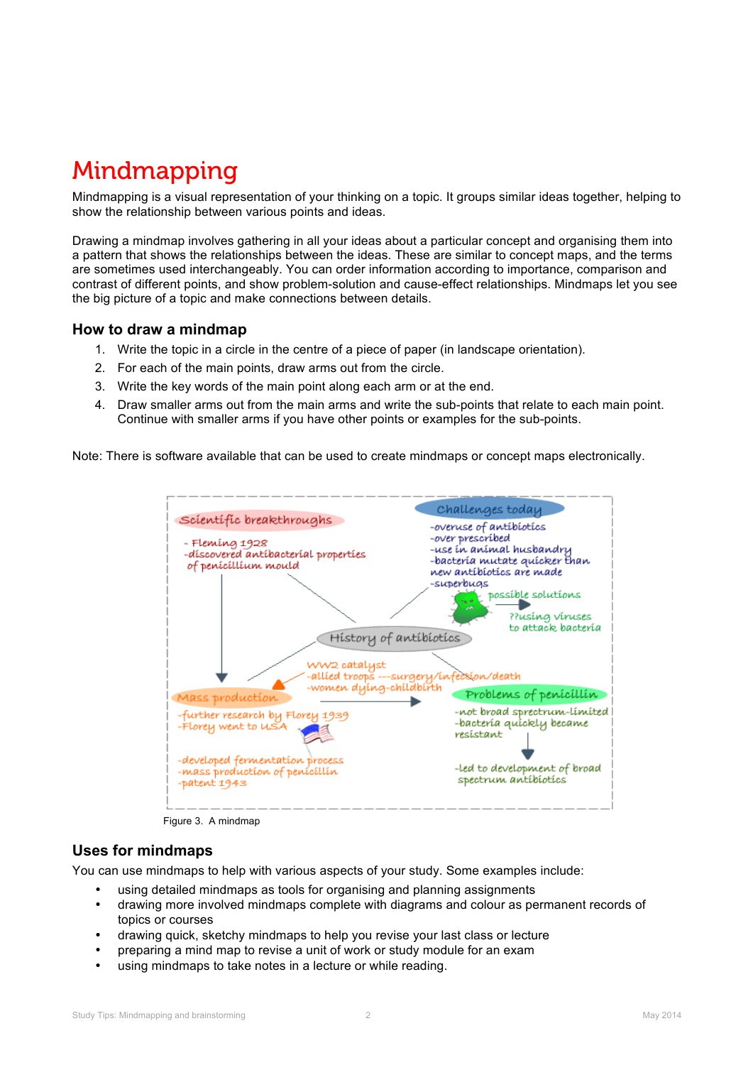# Mindmapping

Mindmapping is a visual representation of your thinking on a topic. It groups similar ideas together, helping to show the relationship between various points and ideas.

Drawing a mindmap involves gathering in all your ideas about a particular concept and organising them into a pattern that shows the relationships between the ideas. These are similar to concept maps, and the terms are sometimes used interchangeably. You can order information according to importance, comparison and contrast of different points, and show problem-solution and cause-effect relationships. Mindmaps let you see the big picture of a topic and make connections between details.

## How to draw a mindmap

1. Write the topic in a circle in the centre of a piece of paper (in landscape orientation).
2. For each of the main points, draw arms out from the circle.
3. Write the key words of the main point along each arm or at the end.
4. Draw smaller arms out from the main arms and write the sub-points that relate to each main point. Continue with smaller arms if you have other points or examples for the sub-points.

Note: There is software available that can be used to create mindmaps or concept maps electronically.

Scientific breakthroughs
- Fleming 1928
-discovered antibacterial properties of penicillium mould

Challenges today
-overuse of antibiotics
-over prescribed
-use in animal husbandry
-bacteria mutate quicker than new antibiotics are made
-superbugs

possible solutions
??using viruses to attack bacteria

History of antibiotics

WW2 catalyst
-allied troops ---surgery/infection/death
-women dying-childbirth

Mass production
-further research by Florey 1939
-Florey went to USA

-developed fermentation process
-mass production of penicillin
-patent 1943

Problems of penicillin
-not broad spectrum-limited
-bacteria quickly became resistant

-led to development of broad spectrum antibiotics

Figure 3. A mindmap

## Uses for mindmaps

You can use mindmaps to help with various aspects of your study. Some examples include:

- using detailed mindmaps as tools for organising and planning assignments
- drawing more involved mindmaps complete with diagrams and colour as permanent records of topics or courses
- drawing quick, sketchy mindmaps to help you revise your last class or lecture
- preparing a mind map to revise a unit of work or study module for an exam
- using mindmaps to take notes in a lecture or while reading.